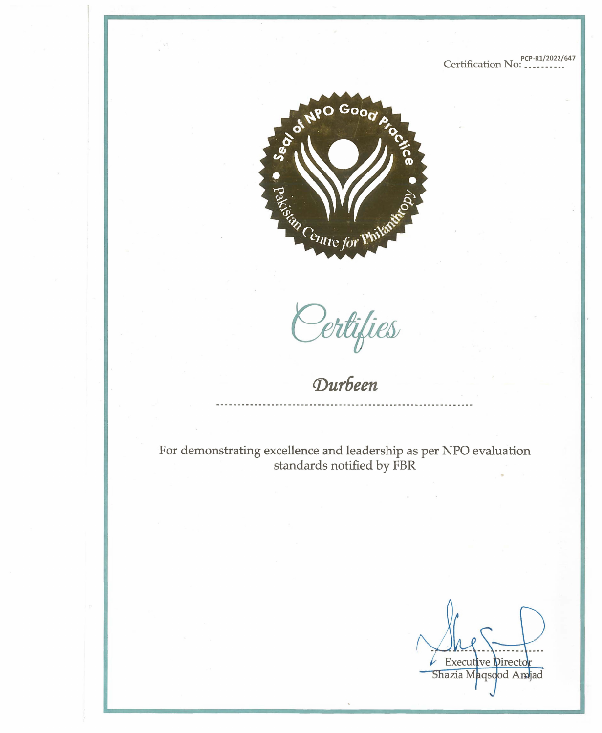Certification No: PCP-R1/2022/647

Seal of NPO Good Practice
Pakistan Centre for Philanthropy

# *Certifies*

## *Durbeen*

For demonstrating excellence and leadership as per NPO evaluation standards notified by FBR

Executive Director
Shazia Maqsood Amjad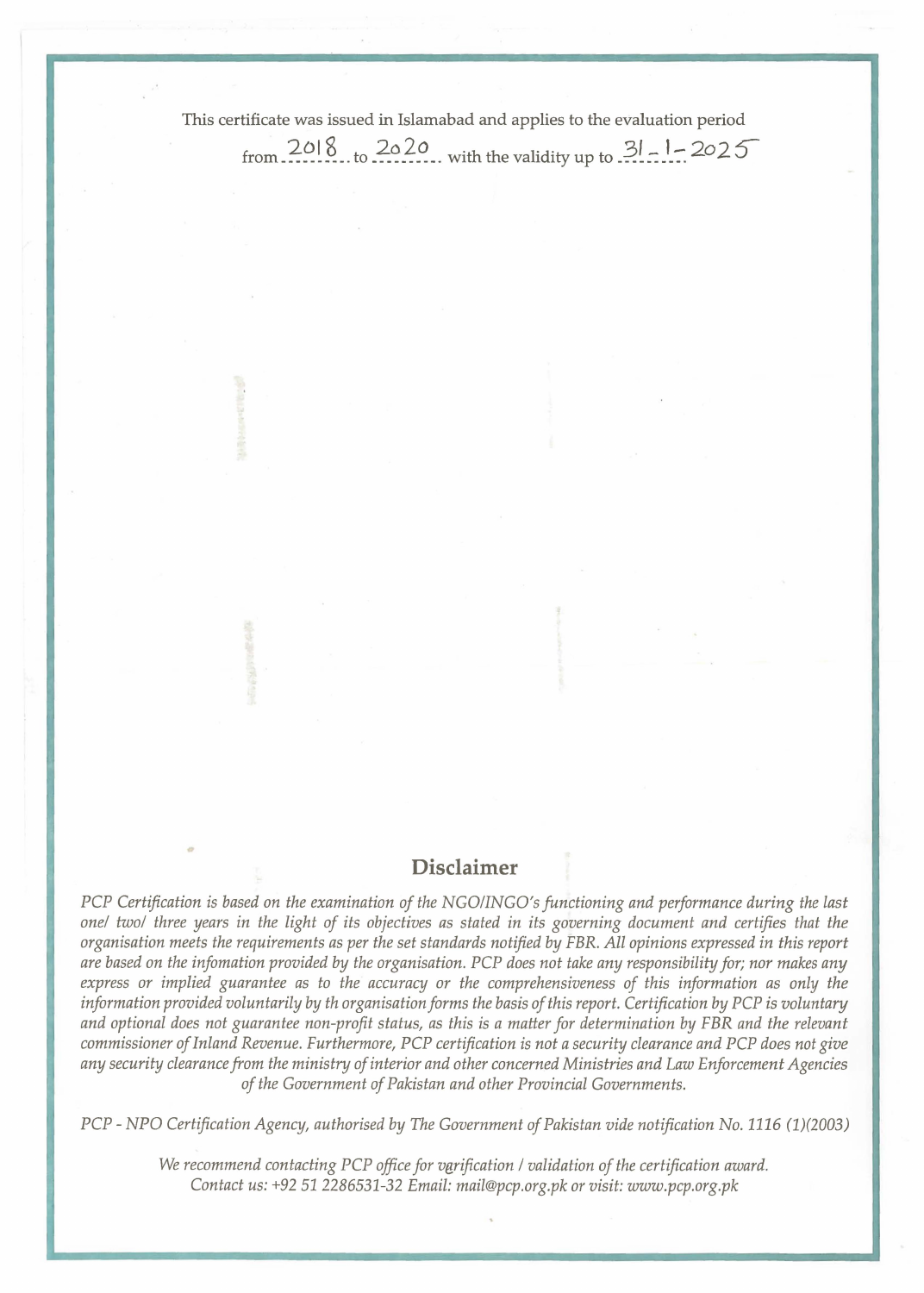This certificate was issued in Islamabad and applies to the evaluation period

from 2018 to 2020 with the validity up to 31-1-2025

## Disclaimer

*PCP Certification is based on the examination of the NGO/INGO's functioning and performance during the last one/ two/ three years in the light of its objectives as stated in its governing document and certifies that the organisation meets the requirements as per the set standards notified by FBR. All opinions expressed in this report are based on the infomation provided by the organisation. PCP does not take any responsibility for; nor makes any express or implied guarantee as to the accuracy or the comprehensiveness of this information as only the information provided voluntarily by th organisation forms the basis of this report. Certification by PCP is voluntary and optional does not guarantee non-profit status, as this is a matter for determination by FBR and the relevant commissioner of Inland Revenue. Furthermore, PCP certification is not a security clearance and PCP does not give any security clearance from the ministry of interior and other concerned Ministries and Law Enforcement Agencies of the Government of Pakistan and other Provincial Governments.*

*PCP - NPO Certification Agency, authorised by The Government of Pakistan vide notification No. 1116 (1)(2003)*

*We recommend contacting PCP office for verification / validation of the certification award.*
*Contact us: +92 51 2286531-32 Email: mail@pcp.org.pk or visit: www.pcp.org.pk*